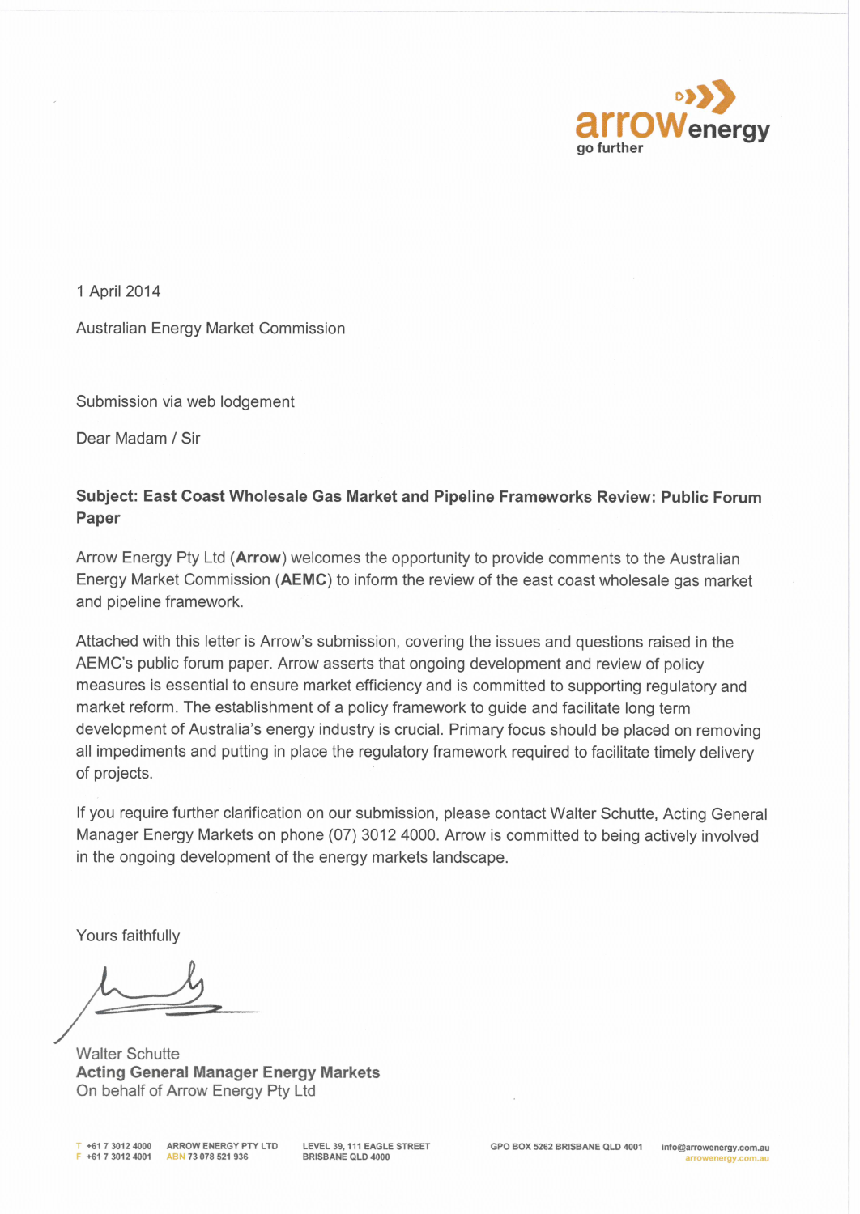1 April 2014

Australian Energy Market Commission

Submission via web lodgement

Dear Madam / Sir

**Subject: East Coast Wholesale Gas Market and Pipeline Frameworks Review: Public Forum Paper**

Arrow Energy Pty Ltd (**Arrow**) welcomes the opportunity to provide comments to the Australian Energy Market Commission (**AEMC**) to inform the review of the east coast wholesale gas market and pipeline framework.

Attached with this letter is Arrow's submission, covering the issues and questions raised in the AEMC's public forum paper. Arrow asserts that ongoing development and review of policy measures is essential to ensure market efficiency and is committed to supporting regulatory and market reform. The establishment of a policy framework to guide and facilitate long term development of Australia's energy industry is crucial. Primary focus should be placed on removing all impediments and putting in place the regulatory framework required to facilitate timely delivery of projects.

If you require further clarification on our submission, please contact Walter Schutte, Acting General Manager Energy Markets on phone (07) 3012 4000. Arrow is committed to being actively involved in the ongoing development of the energy markets landscape.

Yours faithfully

Walter Schutte
**Acting General Manager Energy Markets**
On behalf of Arrow Energy Pty Ltd

T +61 7 3012 4000
F +61 7 3012 4001
ARROW ENERGY PTY LTD
ABN 73 078 521 936
LEVEL 39, 111 EAGLE STREET
BRISBANE QLD 4000
GPO BOX 5262 BRISBANE QLD 4001
info@arrowenergy.com.au
arrowenergy.com.au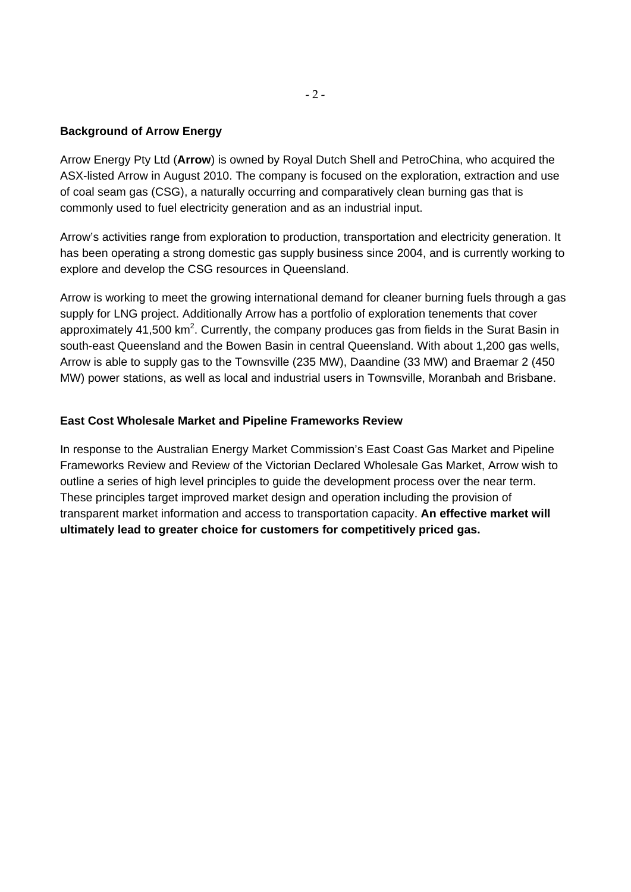**Background of Arrow Energy**

Arrow Energy Pty Ltd (**Arrow**) is owned by Royal Dutch Shell and PetroChina, who acquired the ASX-listed Arrow in August 2010. The company is focused on the exploration, extraction and use of coal seam gas (CSG), a naturally occurring and comparatively clean burning gas that is commonly used to fuel electricity generation and as an industrial input.

Arrow's activities range from exploration to production, transportation and electricity generation. It has been operating a strong domestic gas supply business since 2004, and is currently working to explore and develop the CSG resources in Queensland.

Arrow is working to meet the growing international demand for cleaner burning fuels through a gas supply for LNG project. Additionally Arrow has a portfolio of exploration tenements that cover approximately 41,500 km$^2$. Currently, the company produces gas from fields in the Surat Basin in south-east Queensland and the Bowen Basin in central Queensland. With about 1,200 gas wells, Arrow is able to supply gas to the Townsville (235 MW), Daandine (33 MW) and Braemar 2 (450 MW) power stations, as well as local and industrial users in Townsville, Moranbah and Brisbane.

**East Cost Wholesale Market and Pipeline Frameworks Review**

In response to the Australian Energy Market Commission's East Coast Gas Market and Pipeline Frameworks Review and Review of the Victorian Declared Wholesale Gas Market, Arrow wish to outline a series of high level principles to guide the development process over the near term. These principles target improved market design and operation including the provision of transparent market information and access to transportation capacity. **An effective market will ultimately lead to greater choice for customers for competitively priced gas.**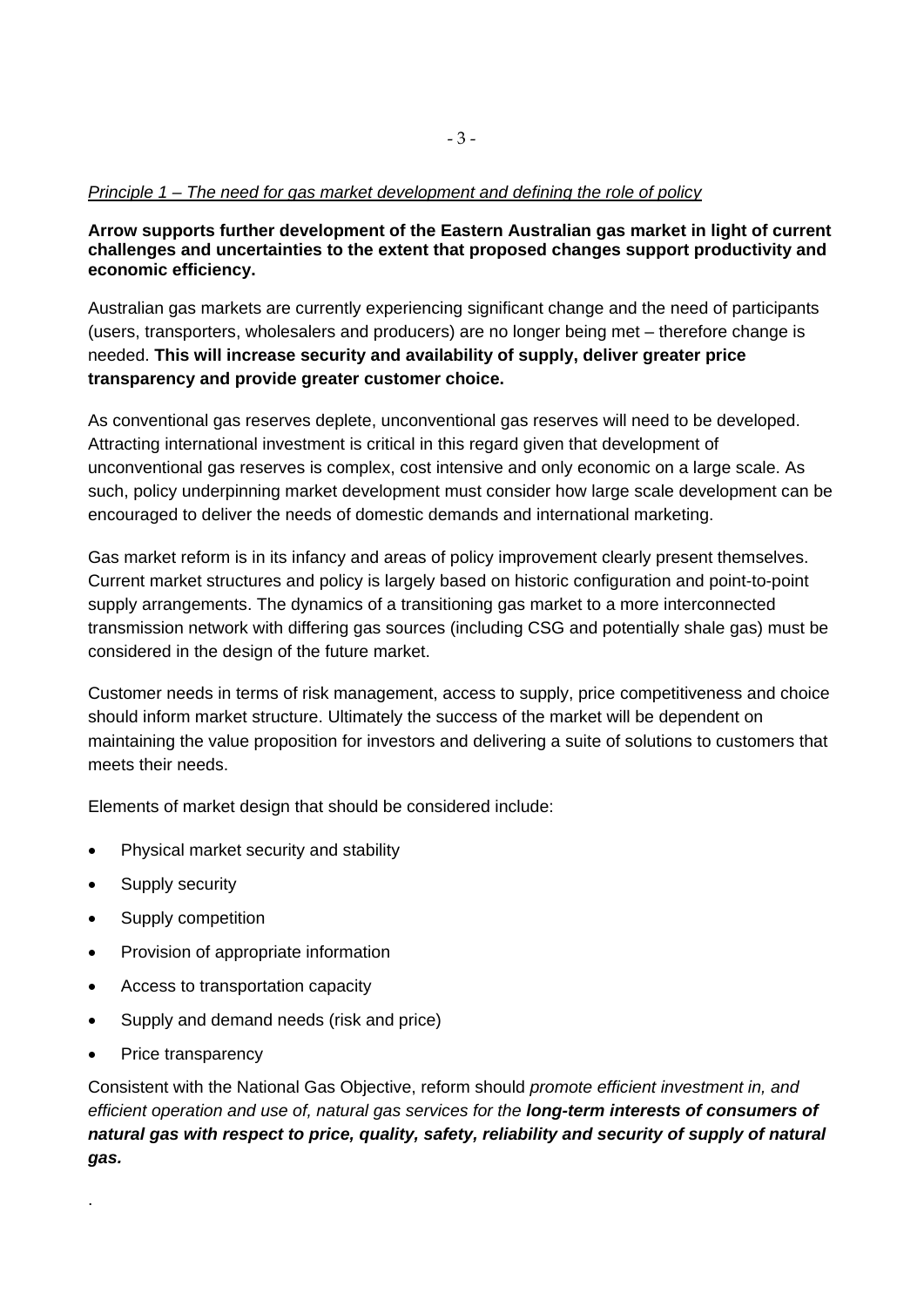*Principle 1 – The need for gas market development and defining the role of policy*

**Arrow supports further development of the Eastern Australian gas market in light of current challenges and uncertainties to the extent that proposed changes support productivity and economic efficiency.**

Australian gas markets are currently experiencing significant change and the need of participants (users, transporters, wholesalers and producers) are no longer being met – therefore change is needed. **This will increase security and availability of supply, deliver greater price transparency and provide greater customer choice.**

As conventional gas reserves deplete, unconventional gas reserves will need to be developed. Attracting international investment is critical in this regard given that development of unconventional gas reserves is complex, cost intensive and only economic on a large scale. As such, policy underpinning market development must consider how large scale development can be encouraged to deliver the needs of domestic demands and international marketing.

Gas market reform is in its infancy and areas of policy improvement clearly present themselves. Current market structures and policy is largely based on historic configuration and point-to-point supply arrangements. The dynamics of a transitioning gas market to a more interconnected transmission network with differing gas sources (including CSG and potentially shale gas) must be considered in the design of the future market.

Customer needs in terms of risk management, access to supply, price competitiveness and choice should inform market structure. Ultimately the success of the market will be dependent on maintaining the value proposition for investors and delivering a suite of solutions to customers that meets their needs.

Elements of market design that should be considered include:

- Physical market security and stability
- Supply security
- Supply competition
- Provision of appropriate information
- Access to transportation capacity
- Supply and demand needs (risk and price)
- Price transparency

Consistent with the National Gas Objective, reform should *promote efficient investment in, and efficient operation and use of, natural gas services for the* ***long-term interests of consumers of natural gas with respect to price, quality, safety, reliability and security of supply of natural gas.***

.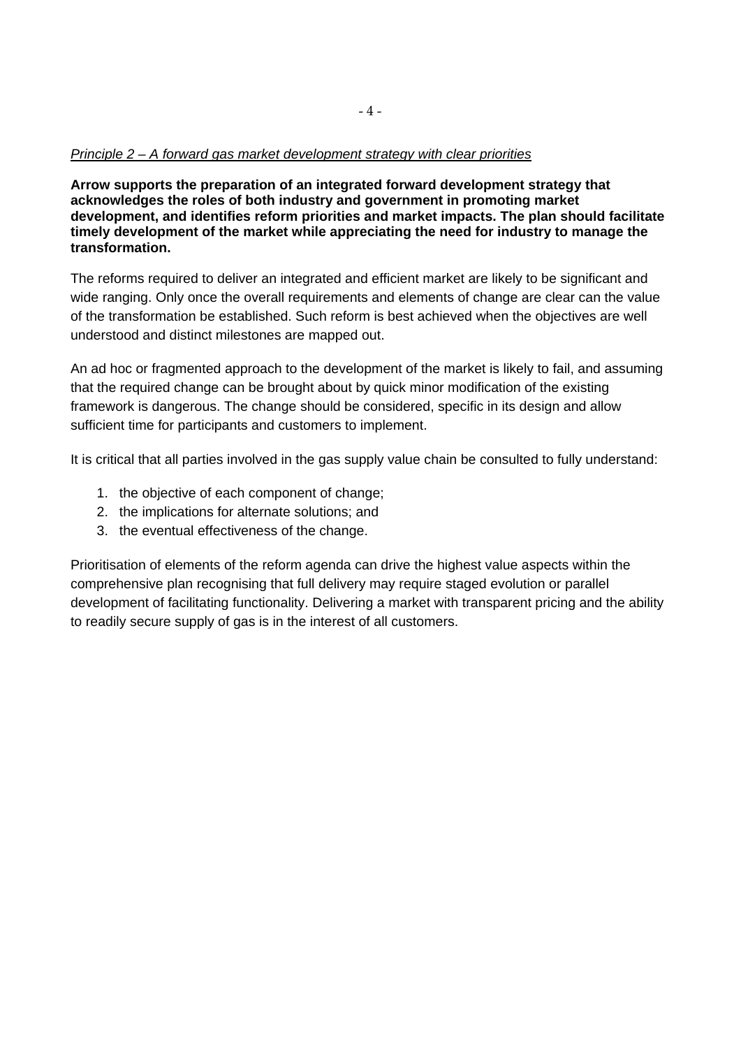*Principle 2 – A forward gas market development strategy with clear priorities*

**Arrow supports the preparation of an integrated forward development strategy that acknowledges the roles of both industry and government in promoting market development, and identifies reform priorities and market impacts. The plan should facilitate timely development of the market while appreciating the need for industry to manage the transformation.**

The reforms required to deliver an integrated and efficient market are likely to be significant and wide ranging. Only once the overall requirements and elements of change are clear can the value of the transformation be established. Such reform is best achieved when the objectives are well understood and distinct milestones are mapped out.

An ad hoc or fragmented approach to the development of the market is likely to fail, and assuming that the required change can be brought about by quick minor modification of the existing framework is dangerous. The change should be considered, specific in its design and allow sufficient time for participants and customers to implement.

It is critical that all parties involved in the gas supply value chain be consulted to fully understand:

1. the objective of each component of change;
2. the implications for alternate solutions; and
3. the eventual effectiveness of the change.

Prioritisation of elements of the reform agenda can drive the highest value aspects within the comprehensive plan recognising that full delivery may require staged evolution or parallel development of facilitating functionality. Delivering a market with transparent pricing and the ability to readily secure supply of gas is in the interest of all customers.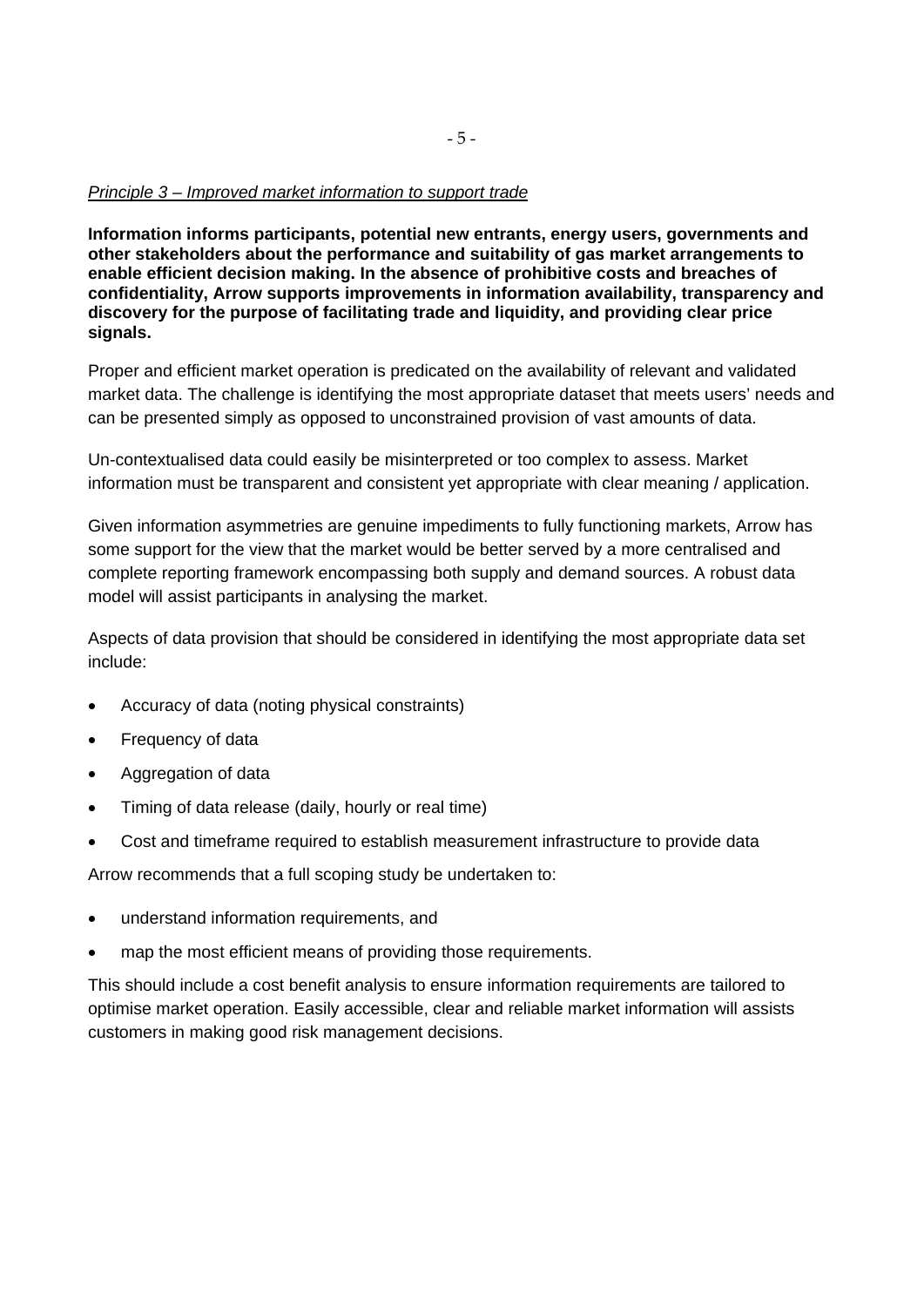*Principle 3 – Improved market information to support trade*

**Information informs participants, potential new entrants, energy users, governments and other stakeholders about the performance and suitability of gas market arrangements to enable efficient decision making. In the absence of prohibitive costs and breaches of confidentiality, Arrow supports improvements in information availability, transparency and discovery for the purpose of facilitating trade and liquidity, and providing clear price signals.**

Proper and efficient market operation is predicated on the availability of relevant and validated market data. The challenge is identifying the most appropriate dataset that meets users' needs and can be presented simply as opposed to unconstrained provision of vast amounts of data.

Un-contextualised data could easily be misinterpreted or too complex to assess. Market information must be transparent and consistent yet appropriate with clear meaning / application.

Given information asymmetries are genuine impediments to fully functioning markets, Arrow has some support for the view that the market would be better served by a more centralised and complete reporting framework encompassing both supply and demand sources. A robust data model will assist participants in analysing the market.

Aspects of data provision that should be considered in identifying the most appropriate data set include:

- Accuracy of data (noting physical constraints)
- Frequency of data
- Aggregation of data
- Timing of data release (daily, hourly or real time)
- Cost and timeframe required to establish measurement infrastructure to provide data

Arrow recommends that a full scoping study be undertaken to:

- understand information requirements, and
- map the most efficient means of providing those requirements.

This should include a cost benefit analysis to ensure information requirements are tailored to optimise market operation. Easily accessible, clear and reliable market information will assists customers in making good risk management decisions.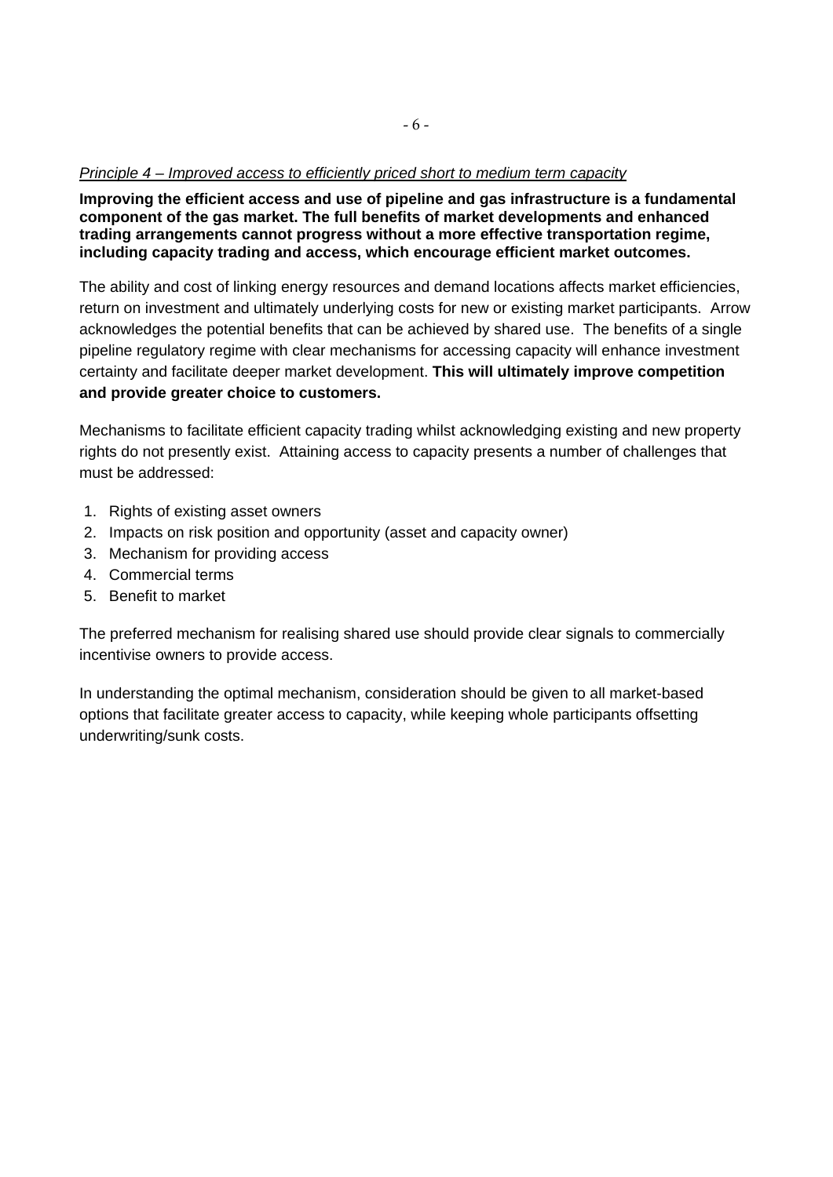*Principle 4 – Improved access to efficiently priced short to medium term capacity*

**Improving the efficient access and use of pipeline and gas infrastructure is a fundamental component of the gas market. The full benefits of market developments and enhanced trading arrangements cannot progress without a more effective transportation regime, including capacity trading and access, which encourage efficient market outcomes.**

The ability and cost of linking energy resources and demand locations affects market efficiencies, return on investment and ultimately underlying costs for new or existing market participants. Arrow acknowledges the potential benefits that can be achieved by shared use. The benefits of a single pipeline regulatory regime with clear mechanisms for accessing capacity will enhance investment certainty and facilitate deeper market development. **This will ultimately improve competition and provide greater choice to customers.**

Mechanisms to facilitate efficient capacity trading whilst acknowledging existing and new property rights do not presently exist. Attaining access to capacity presents a number of challenges that must be addressed:

1. Rights of existing asset owners
2. Impacts on risk position and opportunity (asset and capacity owner)
3. Mechanism for providing access
4. Commercial terms
5. Benefit to market

The preferred mechanism for realising shared use should provide clear signals to commercially incentivise owners to provide access.

In understanding the optimal mechanism, consideration should be given to all market-based options that facilitate greater access to capacity, while keeping whole participants offsetting underwriting/sunk costs.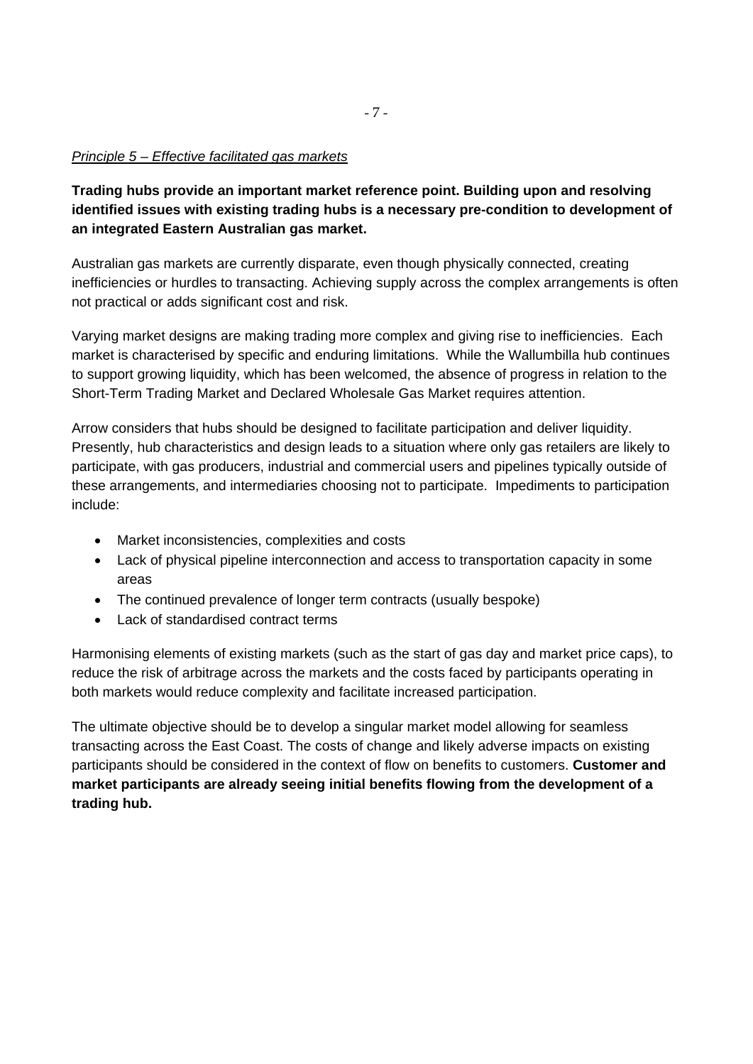*Principle 5 – Effective facilitated gas markets*

**Trading hubs provide an important market reference point. Building upon and resolving identified issues with existing trading hubs is a necessary pre-condition to development of an integrated Eastern Australian gas market.**

Australian gas markets are currently disparate, even though physically connected, creating inefficiencies or hurdles to transacting. Achieving supply across the complex arrangements is often not practical or adds significant cost and risk.

Varying market designs are making trading more complex and giving rise to inefficiencies. Each market is characterised by specific and enduring limitations. While the Wallumbilla hub continues to support growing liquidity, which has been welcomed, the absence of progress in relation to the Short-Term Trading Market and Declared Wholesale Gas Market requires attention.

Arrow considers that hubs should be designed to facilitate participation and deliver liquidity. Presently, hub characteristics and design leads to a situation where only gas retailers are likely to participate, with gas producers, industrial and commercial users and pipelines typically outside of these arrangements, and intermediaries choosing not to participate. Impediments to participation include:

- Market inconsistencies, complexities and costs
- Lack of physical pipeline interconnection and access to transportation capacity in some areas
- The continued prevalence of longer term contracts (usually bespoke)
- Lack of standardised contract terms

Harmonising elements of existing markets (such as the start of gas day and market price caps), to reduce the risk of arbitrage across the markets and the costs faced by participants operating in both markets would reduce complexity and facilitate increased participation.

The ultimate objective should be to develop a singular market model allowing for seamless transacting across the East Coast. The costs of change and likely adverse impacts on existing participants should be considered in the context of flow on benefits to customers. **Customer and market participants are already seeing initial benefits flowing from the development of a trading hub.**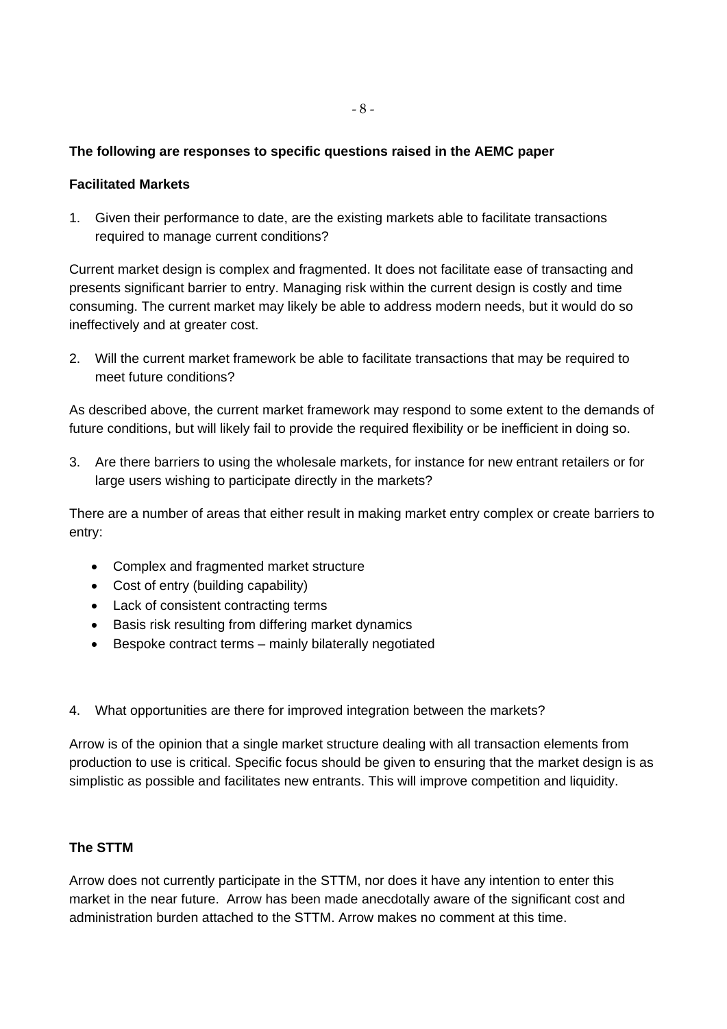**The following are responses to specific questions raised in the AEMC paper**

**Facilitated Markets**

1. Given their performance to date, are the existing markets able to facilitate transactions required to manage current conditions?

Current market design is complex and fragmented. It does not facilitate ease of transacting and presents significant barrier to entry. Managing risk within the current design is costly and time consuming. The current market may likely be able to address modern needs, but it would do so ineffectively and at greater cost.

2. Will the current market framework be able to facilitate transactions that may be required to meet future conditions?

As described above, the current market framework may respond to some extent to the demands of future conditions, but will likely fail to provide the required flexibility or be inefficient in doing so.

3. Are there barriers to using the wholesale markets, for instance for new entrant retailers or for large users wishing to participate directly in the markets?

There are a number of areas that either result in making market entry complex or create barriers to entry:

- Complex and fragmented market structure
- Cost of entry (building capability)
- Lack of consistent contracting terms
- Basis risk resulting from differing market dynamics
- Bespoke contract terms – mainly bilaterally negotiated

4. What opportunities are there for improved integration between the markets?

Arrow is of the opinion that a single market structure dealing with all transaction elements from production to use is critical. Specific focus should be given to ensuring that the market design is as simplistic as possible and facilitates new entrants. This will improve competition and liquidity.

**The STTM**

Arrow does not currently participate in the STTM, nor does it have any intention to enter this market in the near future. Arrow has been made anecdotally aware of the significant cost and administration burden attached to the STTM. Arrow makes no comment at this time.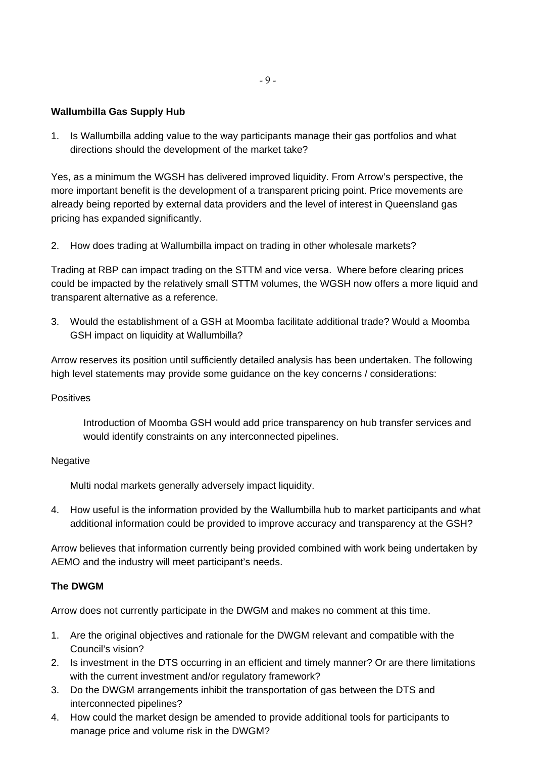**Wallumbilla Gas Supply Hub**

1. Is Wallumbilla adding value to the way participants manage their gas portfolios and what directions should the development of the market take?

Yes, as a minimum the WGSH has delivered improved liquidity. From Arrow's perspective, the more important benefit is the development of a transparent pricing point. Price movements are already being reported by external data providers and the level of interest in Queensland gas pricing has expanded significantly.

2. How does trading at Wallumbilla impact on trading in other wholesale markets?

Trading at RBP can impact trading on the STTM and vice versa. Where before clearing prices could be impacted by the relatively small STTM volumes, the WGSH now offers a more liquid and transparent alternative as a reference.

3. Would the establishment of a GSH at Moomba facilitate additional trade? Would a Moomba GSH impact on liquidity at Wallumbilla?

Arrow reserves its position until sufficiently detailed analysis has been undertaken. The following high level statements may provide some guidance on the key concerns / considerations:

Positives

Introduction of Moomba GSH would add price transparency on hub transfer services and would identify constraints on any interconnected pipelines.

Negative

Multi nodal markets generally adversely impact liquidity.

4. How useful is the information provided by the Wallumbilla hub to market participants and what additional information could be provided to improve accuracy and transparency at the GSH?

Arrow believes that information currently being provided combined with work being undertaken by AEMO and the industry will meet participant's needs.

**The DWGM**

Arrow does not currently participate in the DWGM and makes no comment at this time.

1. Are the original objectives and rationale for the DWGM relevant and compatible with the Council's vision?
2. Is investment in the DTS occurring in an efficient and timely manner? Or are there limitations with the current investment and/or regulatory framework?
3. Do the DWGM arrangements inhibit the transportation of gas between the DTS and interconnected pipelines?
4. How could the market design be amended to provide additional tools for participants to manage price and volume risk in the DWGM?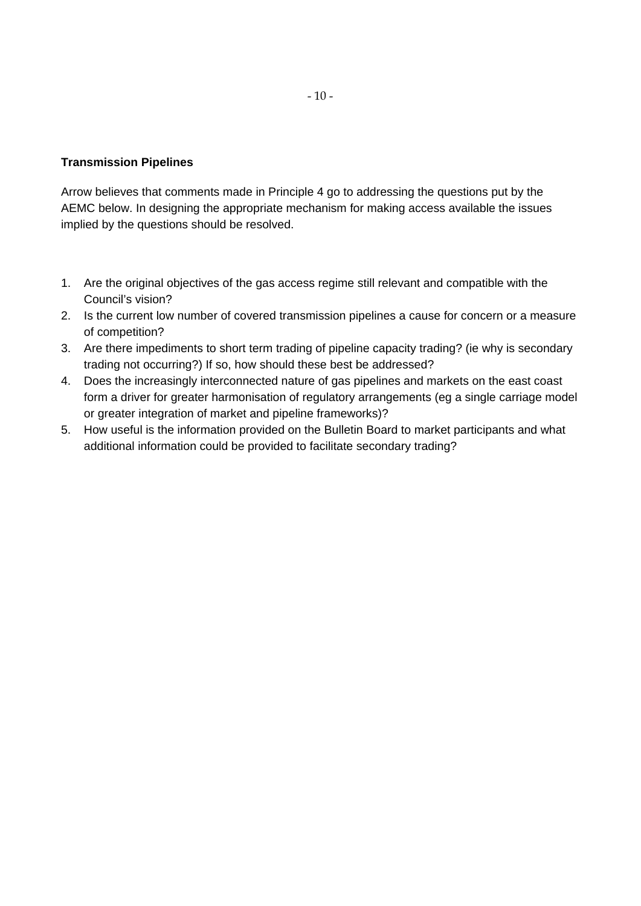**Transmission Pipelines**

Arrow believes that comments made in Principle 4 go to addressing the questions put by the AEMC below. In designing the appropriate mechanism for making access available the issues implied by the questions should be resolved.

1. Are the original objectives of the gas access regime still relevant and compatible with the Council's vision?
2. Is the current low number of covered transmission pipelines a cause for concern or a measure of competition?
3. Are there impediments to short term trading of pipeline capacity trading? (ie why is secondary trading not occurring?) If so, how should these best be addressed?
4. Does the increasingly interconnected nature of gas pipelines and markets on the east coast form a driver for greater harmonisation of regulatory arrangements (eg a single carriage model or greater integration of market and pipeline frameworks)?
5. How useful is the information provided on the Bulletin Board to market participants and what additional information could be provided to facilitate secondary trading?